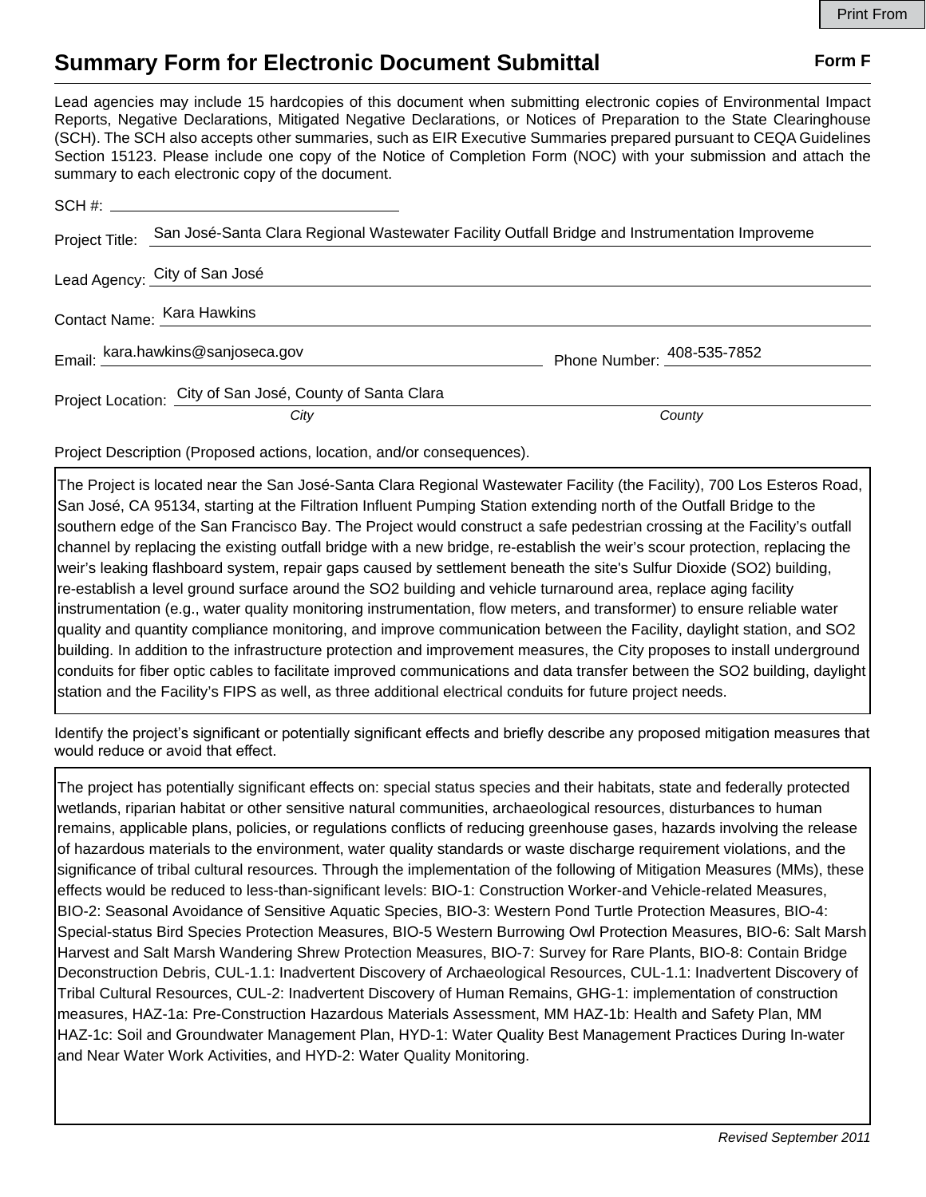Print From

# Summary Form for Electronic Document Submittal

**Form F**

Lead agencies may include 15 hardcopies of this document when submitting electronic copies of Environmental Impact Reports, Negative Declarations, Mitigated Negative Declarations, or Notices of Preparation to the State Clearinghouse (SCH). The SCH also accepts other summaries, such as EIR Executive Summaries prepared pursuant to CEQA Guidelines Section 15123. Please include one copy of the Notice of Completion Form (NOC) with your submission and attach the summary to each electronic copy of the document.

SCH #: 

Project Title: San José-Santa Clara Regional Wastewater Facility Outfall Bridge and Instrumentation Improveme

Lead Agency: City of San José

Contact Name: Kara Hawkins

Email: kara.hawkins@sanjoseca.gov Phone Number: 408-535-7852

Project Location: City of San José, County of Santa Clara
*City* *County*

Project Description (Proposed actions, location, and/or consequences).

The Project is located near the San José-Santa Clara Regional Wastewater Facility (the Facility), 700 Los Esteros Road, San José, CA 95134, starting at the Filtration Influent Pumping Station extending north of the Outfall Bridge to the southern edge of the San Francisco Bay. The Project would construct a safe pedestrian crossing at the Facility's outfall channel by replacing the existing outfall bridge with a new bridge, re-establish the weir's scour protection, replacing the weir's leaking flashboard system, repair gaps caused by settlement beneath the site's Sulfur Dioxide ($SO_2$) building, re-establish a level ground surface around the $SO_2$ building and vehicle turnaround area, replace aging facility instrumentation (e.g., water quality monitoring instrumentation, flow meters, and transformer) to ensure reliable water quality and quantity compliance monitoring, and improve communication between the Facility, daylight station, and $SO_2$ building. In addition to the infrastructure protection and improvement measures, the City proposes to install underground conduits for fiber optic cables to facilitate improved communications and data transfer between the $SO_2$ building, daylight station and the Facility's FIPS as well, as three additional electrical conduits for future project needs.

Identify the project's significant or potentially significant effects and briefly describe any proposed mitigation measures that would reduce or avoid that effect.

The project has potentially significant effects on: special status species and their habitats, state and federally protected wetlands, riparian habitat or other sensitive natural communities, archaeological resources, disturbances to human remains, applicable plans, policies, or regulations conflicts of reducing greenhouse gases, hazards involving the release of hazardous materials to the environment, water quality standards or waste discharge requirement violations, and the significance of tribal cultural resources. Through the implementation of the following of Mitigation Measures (MMs), these effects would be reduced to less-than-significant levels: BIO-1: Construction Worker-and Vehicle-related Measures, BIO-2: Seasonal Avoidance of Sensitive Aquatic Species, BIO-3: Western Pond Turtle Protection Measures, BIO-4: Special-status Bird Species Protection Measures, BIO-5 Western Burrowing Owl Protection Measures, BIO-6: Salt Marsh Harvest and Salt Marsh Wandering Shrew Protection Measures, BIO-7: Survey for Rare Plants, BIO-8: Contain Bridge Deconstruction Debris, CUL-1.1: Inadvertent Discovery of Archaeological Resources, CUL-1.1: Inadvertent Discovery of Tribal Cultural Resources, CUL-2: Inadvertent Discovery of Human Remains, GHG-1: implementation of construction measures, HAZ-1a: Pre-Construction Hazardous Materials Assessment, MM HAZ-1b: Health and Safety Plan, MM HAZ-1c: Soil and Groundwater Management Plan, HYD-1: Water Quality Best Management Practices During In-water and Near Water Work Activities, and HYD-2: Water Quality Monitoring.

*Revised September 2011*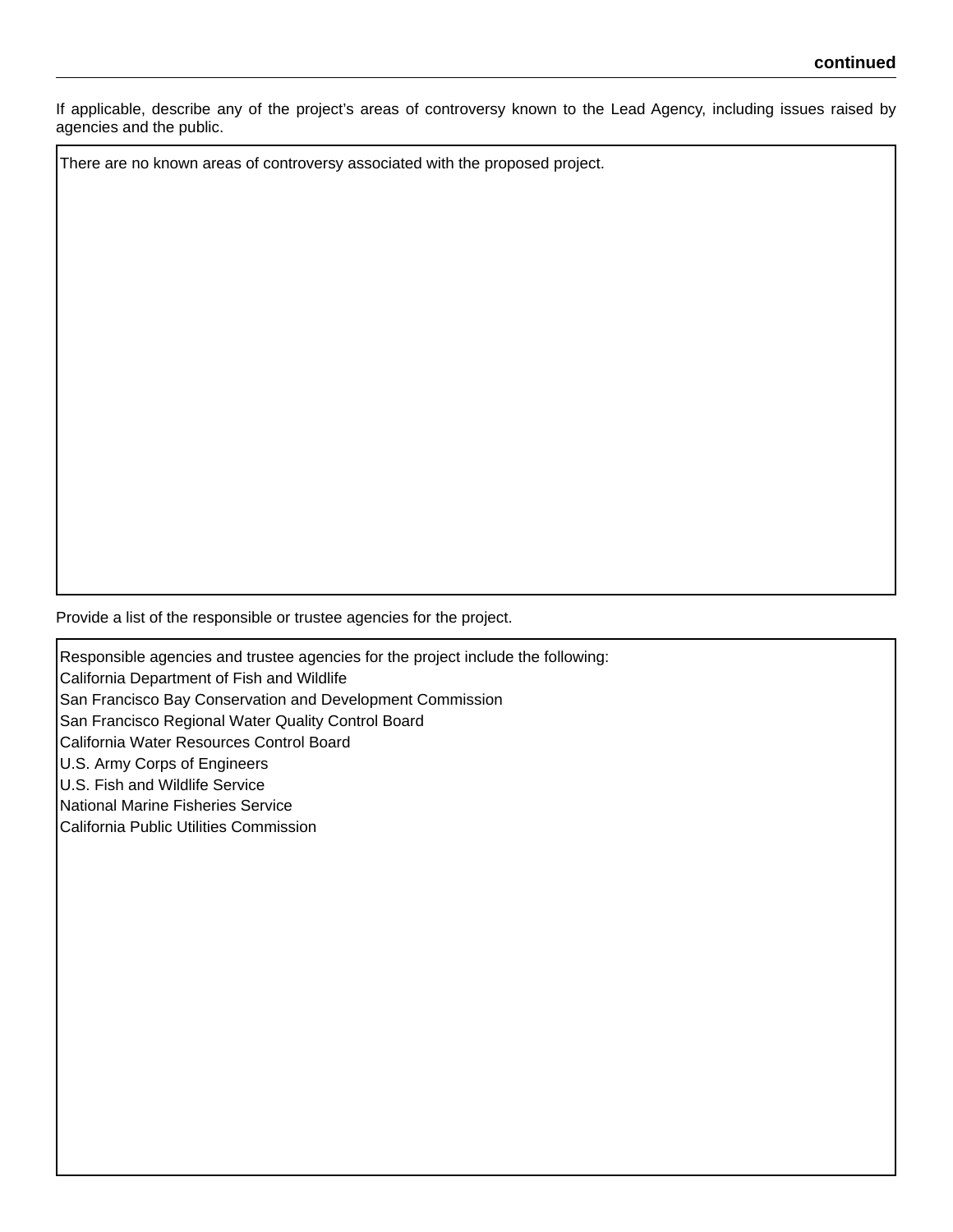**continued**

If applicable, describe any of the project's areas of controversy known to the Lead Agency, including issues raised by agencies and the public.

There are no known areas of controversy associated with the proposed project.

Provide a list of the responsible or trustee agencies for the project.

Responsible agencies and trustee agencies for the project include the following:
California Department of Fish and Wildlife
San Francisco Bay Conservation and Development Commission
San Francisco Regional Water Quality Control Board
California Water Resources Control Board
U.S. Army Corps of Engineers
U.S. Fish and Wildlife Service
National Marine Fisheries Service
California Public Utilities Commission